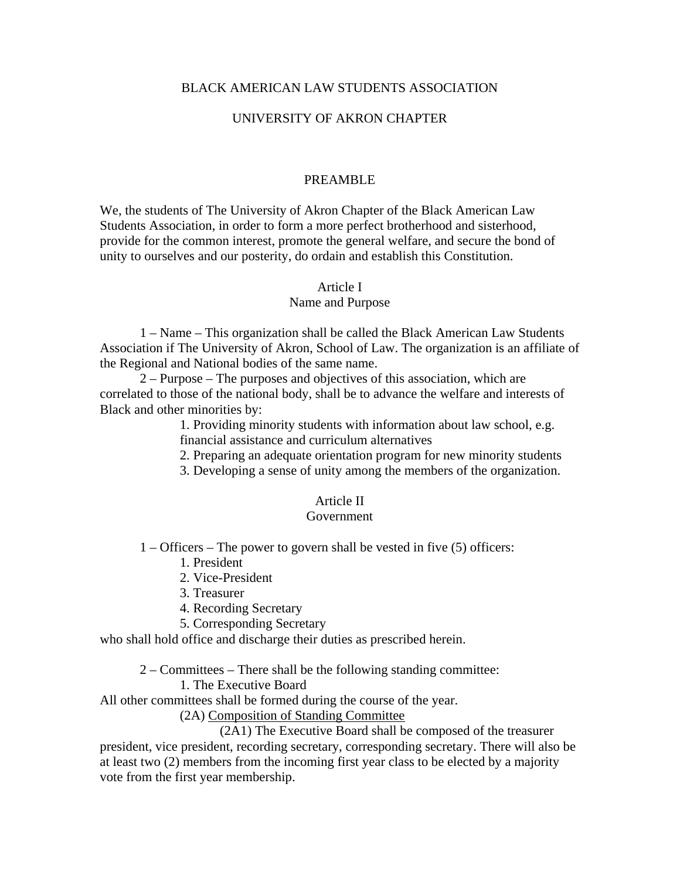# BLACK AMERICAN LAW STUDENTS ASSOCIATION

## UNIVERSITY OF AKRON CHAPTER

### PREAMBLE

We, the students of The University of Akron Chapter of the Black American Law Students Association, in order to form a more perfect brotherhood and sisterhood, provide for the common interest, promote the general welfare, and secure the bond of unity to ourselves and our posterity, do ordain and establish this Constitution.

### Article I
### Name and Purpose

1 – Name – This organization shall be called the Black American Law Students Association if The University of Akron, School of Law. The organization is an affiliate of the Regional and National bodies of the same name.

2 – Purpose – The purposes and objectives of this association, which are correlated to those of the national body, shall be to advance the welfare and interests of Black and other minorities by:

1. Providing minority students with information about law school, e.g. financial assistance and curriculum alternatives
2. Preparing an adequate orientation program for new minority students
3. Developing a sense of unity among the members of the organization.

### Article II
### Government

1 – Officers – The power to govern shall be vested in five (5) officers:

1. President
2. Vice-President
3. Treasurer
4. Recording Secretary
5. Corresponding Secretary

who shall hold office and discharge their duties as prescribed herein.

2 – Committees – There shall be the following standing committee:

1. The Executive Board

All other committees shall be formed during the course of the year.

(2A) <u>Composition of Standing Committee</u>

(2A1) The Executive Board shall be composed of the treasurer president, vice president, recording secretary, corresponding secretary. There will also be at least two (2) members from the incoming first year class to be elected by a majority vote from the first year membership.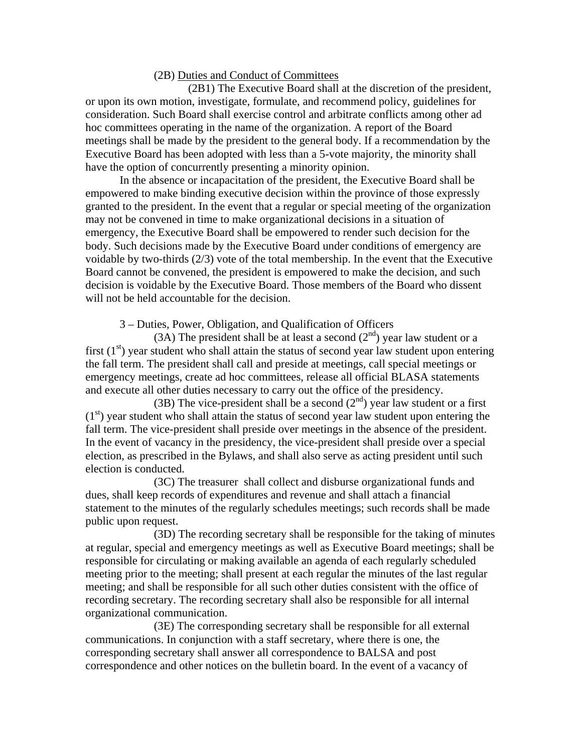(2B) <u>Duties and Conduct of Committees</u>

(2B1) The Executive Board shall at the discretion of the president, or upon its own motion, investigate, formulate, and recommend policy, guidelines for consideration. Such Board shall exercise control and arbitrate conflicts among other ad hoc committees operating in the name of the organization. A report of the Board meetings shall be made by the president to the general body. If a recommendation by the Executive Board has been adopted with less than a 5-vote majority, the minority shall have the option of concurrently presenting a minority opinion.

In the absence or incapacitation of the president, the Executive Board shall be empowered to make binding executive decision within the province of those expressly granted to the president. In the event that a regular or special meeting of the organization may not be convened in time to make organizational decisions in a situation of emergency, the Executive Board shall be empowered to render such decision for the body. Such decisions made by the Executive Board under conditions of emergency are voidable by two-thirds (2/3) vote of the total membership. In the event that the Executive Board cannot be convened, the president is empowered to make the decision, and such decision is voidable by the Executive Board. Those members of the Board who dissent will not be held accountable for the decision.

3 – Duties, Power, Obligation, and Qualification of Officers

(3A) The president shall be at least a second (2nd) year law student or a first (1st) year student who shall attain the status of second year law student upon entering the fall term. The president shall call and preside at meetings, call special meetings or emergency meetings, create ad hoc committees, release all official BLASA statements and execute all other duties necessary to carry out the office of the presidency.

(3B) The vice-president shall be a second (2nd) year law student or a first (1st) year student who shall attain the status of second year law student upon entering the fall term. The vice-president shall preside over meetings in the absence of the president. In the event of vacancy in the presidency, the vice-president shall preside over a special election, as prescribed in the Bylaws, and shall also serve as acting president until such election is conducted.

(3C) The treasurer shall collect and disburse organizational funds and dues, shall keep records of expenditures and revenue and shall attach a financial statement to the minutes of the regularly schedules meetings; such records shall be made public upon request.

(3D) The recording secretary shall be responsible for the taking of minutes at regular, special and emergency meetings as well as Executive Board meetings; shall be responsible for circulating or making available an agenda of each regularly scheduled meeting prior to the meeting; shall present at each regular the minutes of the last regular meeting; and shall be responsible for all such other duties consistent with the office of recording secretary. The recording secretary shall also be responsible for all internal organizational communication.

(3E) The corresponding secretary shall be responsible for all external communications. In conjunction with a staff secretary, where there is one, the corresponding secretary shall answer all correspondence to BALSA and post correspondence and other notices on the bulletin board. In the event of a vacancy of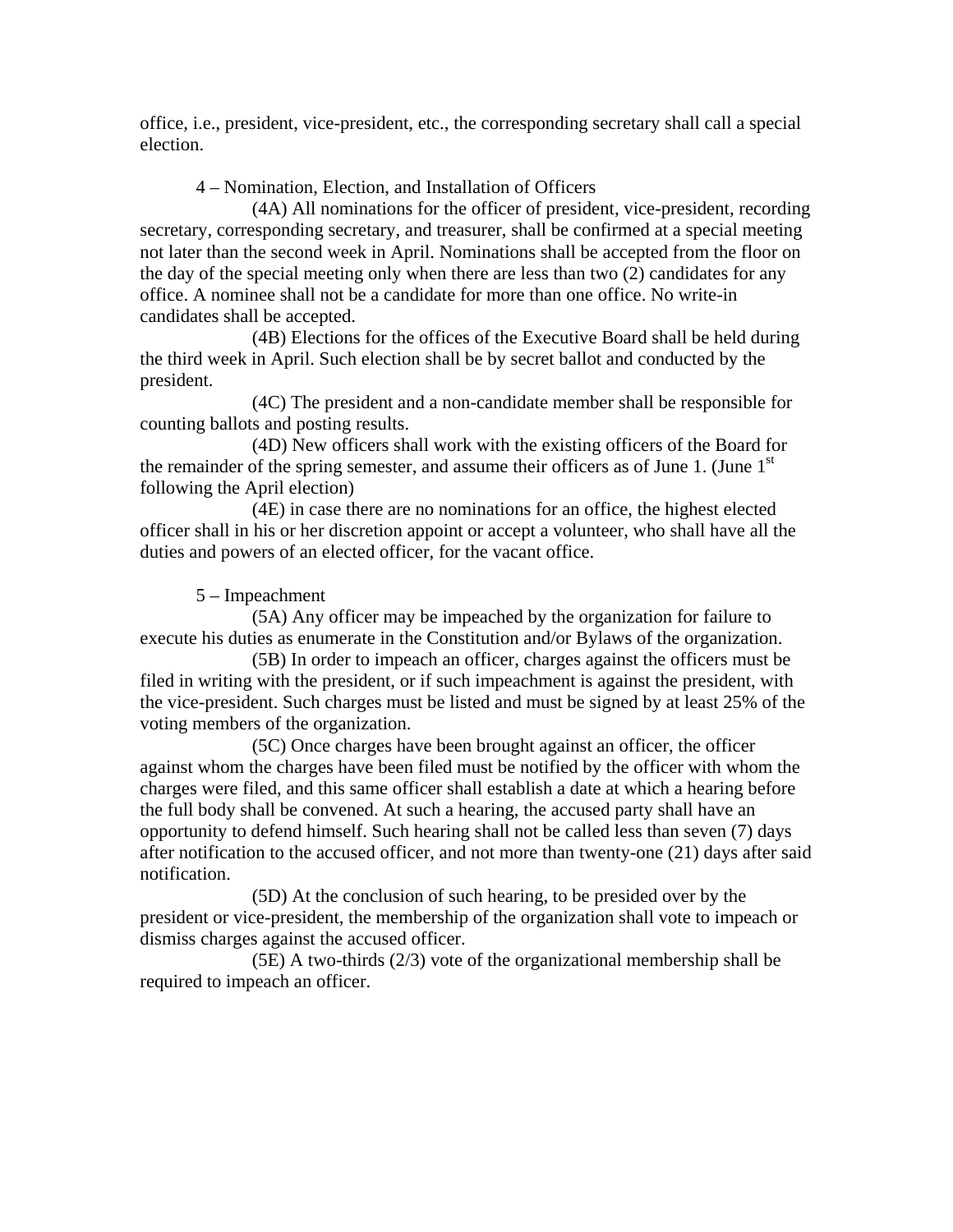office, i.e., president, vice-president, etc., the corresponding secretary shall call a special election.

4 – Nomination, Election, and Installation of Officers

(4A) All nominations for the officer of president, vice-president, recording secretary, corresponding secretary, and treasurer, shall be confirmed at a special meeting not later than the second week in April. Nominations shall be accepted from the floor on the day of the special meeting only when there are less than two (2) candidates for any office. A nominee shall not be a candidate for more than one office. No write-in candidates shall be accepted.

(4B) Elections for the offices of the Executive Board shall be held during the third week in April. Such election shall be by secret ballot and conducted by the president.

(4C) The president and a non-candidate member shall be responsible for counting ballots and posting results.

(4D) New officers shall work with the existing officers of the Board for the remainder of the spring semester, and assume their officers as of June 1. (June 1st following the April election)

(4E) in case there are no nominations for an office, the highest elected officer shall in his or her discretion appoint or accept a volunteer, who shall have all the duties and powers of an elected officer, for the vacant office.

5 – Impeachment

(5A) Any officer may be impeached by the organization for failure to execute his duties as enumerate in the Constitution and/or Bylaws of the organization.

(5B) In order to impeach an officer, charges against the officers must be filed in writing with the president, or if such impeachment is against the president, with the vice-president. Such charges must be listed and must be signed by at least 25% of the voting members of the organization.

(5C) Once charges have been brought against an officer, the officer against whom the charges have been filed must be notified by the officer with whom the charges were filed, and this same officer shall establish a date at which a hearing before the full body shall be convened. At such a hearing, the accused party shall have an opportunity to defend himself. Such hearing shall not be called less than seven (7) days after notification to the accused officer, and not more than twenty-one (21) days after said notification.

(5D) At the conclusion of such hearing, to be presided over by the president or vice-president, the membership of the organization shall vote to impeach or dismiss charges against the accused officer.

(5E) A two-thirds (2/3) vote of the organizational membership shall be required to impeach an officer.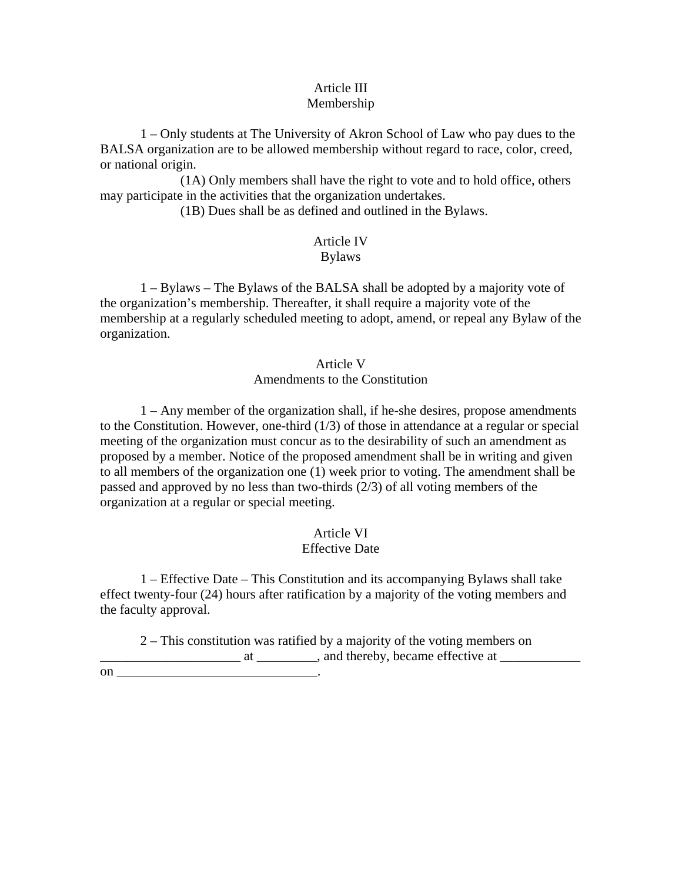## Article III
## Membership

1 – Only students at The University of Akron School of Law who pay dues to the BALSA organization are to be allowed membership without regard to race, color, creed, or national origin.

(1A) Only members shall have the right to vote and to hold office, others may participate in the activities that the organization undertakes.

(1B) Dues shall be as defined and outlined in the Bylaws.

## Article IV
## Bylaws

1 – Bylaws – The Bylaws of the BALSA shall be adopted by a majority vote of the organization's membership. Thereafter, it shall require a majority vote of the membership at a regularly scheduled meeting to adopt, amend, or repeal any Bylaw of the organization.

## Article V
## Amendments to the Constitution

1 – Any member of the organization shall, if he-she desires, propose amendments to the Constitution. However, one-third (1/3) of those in attendance at a regular or special meeting of the organization must concur as to the desirability of such an amendment as proposed by a member. Notice of the proposed amendment shall be in writing and given to all members of the organization one (1) week prior to voting. The amendment shall be passed and approved by no less than two-thirds (2/3) of all voting members of the organization at a regular or special meeting.

## Article VI
## Effective Date

1 – Effective Date – This Constitution and its accompanying Bylaws shall take effect twenty-four (24) hours after ratification by a majority of the voting members and the faculty approval.

2 – This constitution was ratified by a majority of the voting members on _____________________ at _________, and thereby, became effective at ____________ on ______________________________.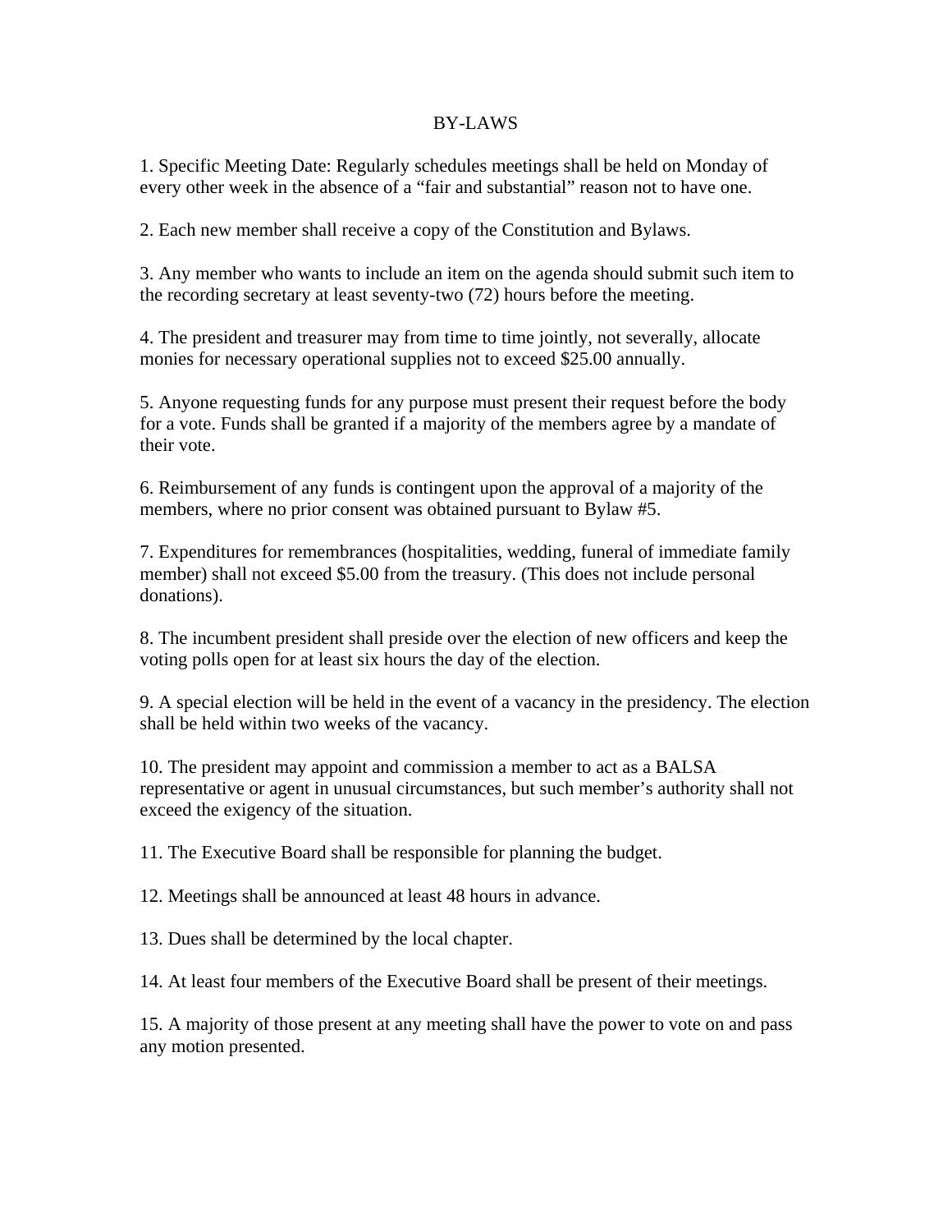# BY-LAWS

1. Specific Meeting Date: Regularly schedules meetings shall be held on Monday of every other week in the absence of a "fair and substantial" reason not to have one.

2. Each new member shall receive a copy of the Constitution and Bylaws.

3. Any member who wants to include an item on the agenda should submit such item to the recording secretary at least seventy-two (72) hours before the meeting.

4. The president and treasurer may from time to time jointly, not severally, allocate monies for necessary operational supplies not to exceed $25.00 annually.

5. Anyone requesting funds for any purpose must present their request before the body for a vote. Funds shall be granted if a majority of the members agree by a mandate of their vote.

6. Reimbursement of any funds is contingent upon the approval of a majority of the members, where no prior consent was obtained pursuant to Bylaw #5.

7. Expenditures for remembrances (hospitalities, wedding, funeral of immediate family member) shall not exceed $5.00 from the treasury. (This does not include personal donations).

8. The incumbent president shall preside over the election of new officers and keep the voting polls open for at least six hours the day of the election.

9. A special election will be held in the event of a vacancy in the presidency. The election shall be held within two weeks of the vacancy.

10. The president may appoint and commission a member to act as a BALSA representative or agent in unusual circumstances, but such member's authority shall not exceed the exigency of the situation.

11. The Executive Board shall be responsible for planning the budget.

12. Meetings shall be announced at least 48 hours in advance.

13. Dues shall be determined by the local chapter.

14. At least four members of the Executive Board shall be present of their meetings.

15. A majority of those present at any meeting shall have the power to vote on and pass any motion presented.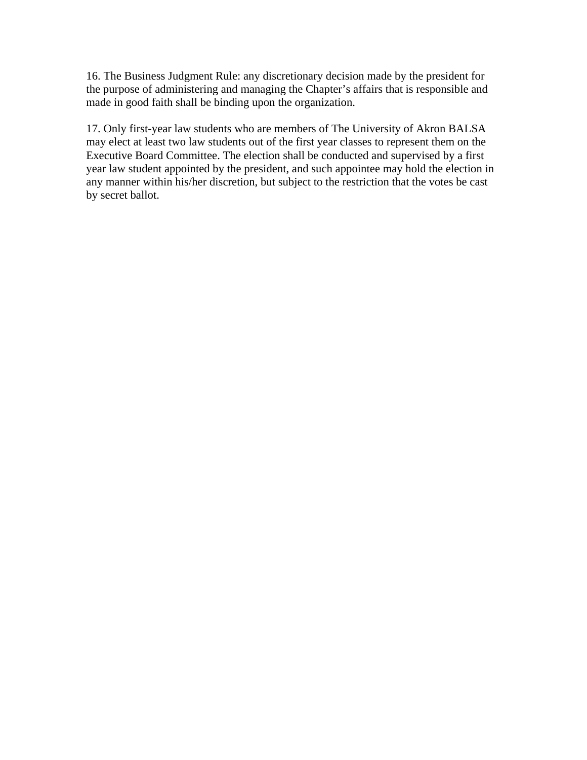16. The Business Judgment Rule: any discretionary decision made by the president for the purpose of administering and managing the Chapter's affairs that is responsible and made in good faith shall be binding upon the organization.

17. Only first-year law students who are members of The University of Akron BALSA may elect at least two law students out of the first year classes to represent them on the Executive Board Committee. The election shall be conducted and supervised by a first year law student appointed by the president, and such appointee may hold the election in any manner within his/her discretion, but subject to the restriction that the votes be cast by secret ballot.